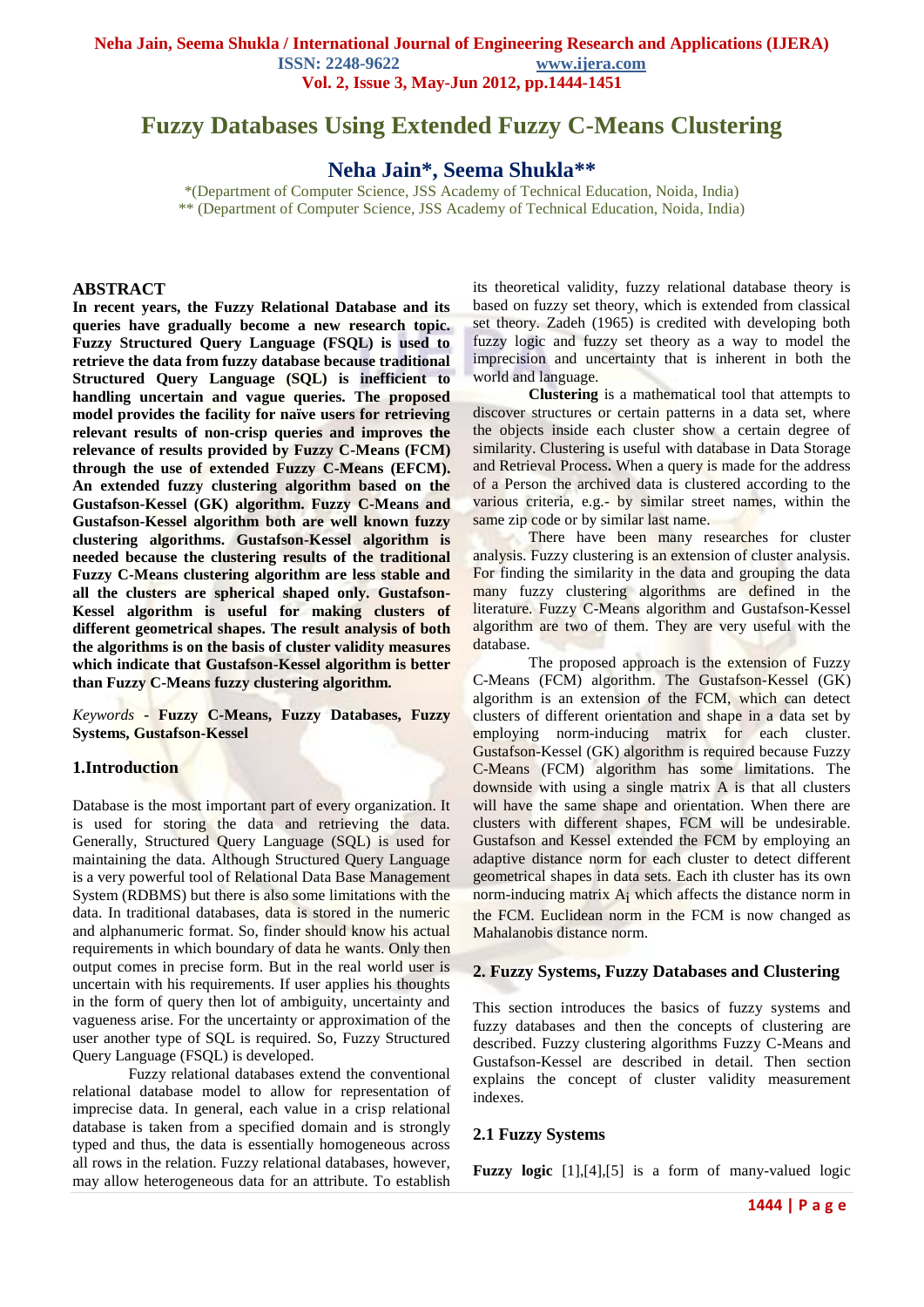# Fuzzy Databases Using Extended Fuzzy C-Means Clustering

## Neha Jain*, Seema Shukla**

*(Department of Computer Science, JSS Academy of Technical Education, Noida, India)
** (Department of Computer Science, JSS Academy of Technical Education, Noida, India)

### ABSTRACT

**In recent years, the Fuzzy Relational Database and its queries have gradually become a new research topic. Fuzzy Structured Query Language (FSQL) is used to retrieve the data from fuzzy database because traditional Structured Query Language (SQL) is inefficient to handling uncertain and vague queries. The proposed model provides the facility for naïve users for retrieving relevant results of non-crisp queries and improves the relevance of results provided by Fuzzy C-Means (FCM) through the use of extended Fuzzy C-Means (EFCM). An extended fuzzy clustering algorithm based on the Gustafson-Kessel (GK) algorithm. Fuzzy C-Means and Gustafson-Kessel algorithm both are well known fuzzy clustering algorithms. Gustafson-Kessel algorithm is needed because the clustering results of the traditional Fuzzy C-Means clustering algorithm are less stable and all the clusters are spherical shaped only. Gustafson-Kessel algorithm is useful for making clusters of different geometrical shapes. The result analysis of both the algorithms is on the basis of cluster validity measures which indicate that Gustafson-Kessel algorithm is better than Fuzzy C-Means fuzzy clustering algorithm.**

*Keywords* - **Fuzzy C-Means, Fuzzy Databases, Fuzzy Systems, Gustafson-Kessel**

### 1.Introduction

Database is the most important part of every organization. It is used for storing the data and retrieving the data. Generally, Structured Query Language (SQL) is used for maintaining the data. Although Structured Query Language is a very powerful tool of Relational Data Base Management System (RDBMS) but there is also some limitations with the data. In traditional databases, data is stored in the numeric and alphanumeric format. So, finder should know his actual requirements in which boundary of data he wants. Only then output comes in precise form. But in the real world user is uncertain with his requirements. If user applies his thoughts in the form of query then lot of ambiguity, uncertainty and vagueness arise. For the uncertainty or approximation of the user another type of SQL is required. So, Fuzzy Structured Query Language (FSQL) is developed.

Fuzzy relational databases extend the conventional relational database model to allow for representation of imprecise data. In general, each value in a crisp relational database is taken from a specified domain and is strongly typed and thus, the data is essentially homogeneous across all rows in the relation. Fuzzy relational databases, however, may allow heterogeneous data for an attribute. To establish its theoretical validity, fuzzy relational database theory is based on fuzzy set theory, which is extended from classical set theory. Zadeh (1965) is credited with developing both fuzzy logic and fuzzy set theory as a way to model the imprecision and uncertainty that is inherent in both the world and language.

**Clustering** is a mathematical tool that attempts to discover structures or certain patterns in a data set, where the objects inside each cluster show a certain degree of similarity. Clustering is useful with database in Data Storage and Retrieval Process**.** When a query is made for the address of a Person the archived data is clustered according to the various criteria, e.g.- by similar street names, within the same zip code or by similar last name.

There have been many researches for cluster analysis. Fuzzy clustering is an extension of cluster analysis. For finding the similarity in the data and grouping the data many fuzzy clustering algorithms are defined in the literature. Fuzzy C-Means algorithm and Gustafson-Kessel algorithm are two of them. They are very useful with the database.

The proposed approach is the extension of Fuzzy C-Means (FCM) algorithm. The Gustafson-Kessel (GK) algorithm is an extension of the FCM, which can detect clusters of different orientation and shape in a data set by employing norm-inducing matrix for each cluster. Gustafson-Kessel (GK) algorithm is required because Fuzzy C-Means (FCM) algorithm has some limitations. The downside with using a single matrix A is that all clusters will have the same shape and orientation. When there are clusters with different shapes, FCM will be undesirable. Gustafson and Kessel extended the FCM by employing an adaptive distance norm for each cluster to detect different geometrical shapes in data sets. Each ith cluster has its own norm-inducing matrix $A_i$ which affects the distance norm in the FCM. Euclidean norm in the FCM is now changed as Mahalanobis distance norm.

### 2. Fuzzy Systems, Fuzzy Databases and Clustering

This section introduces the basics of fuzzy systems and fuzzy databases and then the concepts of clustering are described. Fuzzy clustering algorithms Fuzzy C-Means and Gustafson-Kessel are described in detail. Then section explains the concept of cluster validity measurement indexes.

### 2.1 Fuzzy Systems

**Fuzzy logic** [1],[4],[5] is a form of many-valued logic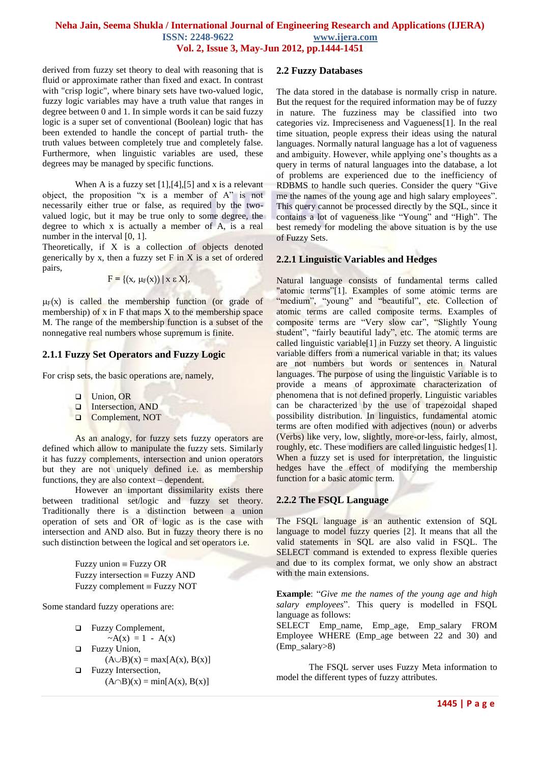derived from fuzzy set theory to deal with reasoning that is fluid or approximate rather than fixed and exact. In contrast with "crisp logic", where binary sets have two-valued logic, fuzzy logic variables may have a truth value that ranges in degree between 0 and 1. In simple words it can be said fuzzy logic is a super set of conventional (Boolean) logic that has been extended to handle the concept of partial truth- the truth values between completely true and completely false. Furthermore, when linguistic variables are used, these degrees may be managed by specific functions.

When A is a fuzzy set [1],[4],[5] and x is a relevant object, the proposition "x is a member of A" is not necessarily either true or false, as required by the two-valued logic, but it may be true only to some degree, the degree to which x is actually a member of A, is a real number in the interval [0, 1].

Theoretically, if X is a collection of objects denoted generically by x, then a fuzzy set F in X is a set of ordered pairs,

$$F = \{(x, \mu_F(x)) \mid x \varepsilon X\},$$

$\mu_F(x)$ is called the membership function (or grade of membership) of x in F that maps X to the membership space M. The range of the membership function is a subset of the nonnegative real numbers whose supremum is finite.

### 2.1.1 Fuzzy Set Operators and Fuzzy Logic

For crisp sets, the basic operations are, namely,

- Union, OR
- Intersection, AND
- Complement, NOT

As an analogy, for fuzzy sets fuzzy operators are defined which allow to manipulate the fuzzy sets. Similarly it has fuzzy complements, intersection and union operators but they are not uniquely defined i.e. as membership functions, they are also context – dependent.

However an important dissimilarity exists there between traditional set/logic and fuzzy set theory. Traditionally there is a distinction between a union operation of sets and OR of logic as is the case with intersection and AND also. But in fuzzy theory there is no such distinction between the logical and set operators i.e.

Fuzzy union ≡ Fuzzy OR
Fuzzy intersection ≡ Fuzzy AND
Fuzzy complement ≡ Fuzzy NOT

Some standard fuzzy operations are:

- Fuzzy Complement,
  $\sim A(x) = 1 - A(x)$
- Fuzzy Union,
  $(A \cup B)(x) = \max[A(x), B(x)]$
- Fuzzy Intersection,
  $(A \cap B)(x) = \min[A(x), B(x)]$

## 2.2 Fuzzy Databases

The data stored in the database is normally crisp in nature. But the request for the required information may be of fuzzy in nature. The fuzziness may be classified into two categories viz. Impreciseness and Vagueness[1]. In the real time situation, people express their ideas using the natural languages. Normally natural language has a lot of vagueness and ambiguity. However, while applying one's thoughts as a query in terms of natural languages into the database, a lot of problems are experienced due to the inefficiency of RDBMS to handle such queries. Consider the query "Give me the names of the young age and high salary employees". This query cannot be processed directly by the SQL, since it contains a lot of vagueness like "Young" and "High". The best remedy for modeling the above situation is by the use of Fuzzy Sets.

### 2.2.1 Linguistic Variables and Hedges

Natural language consists of fundamental terms called "atomic terms"[1]. Examples of some atomic terms are "medium", "young" and "beautiful", etc. Collection of atomic terms are called composite terms. Examples of composite terms are "Very slow car", "Slightly Young student", "fairly beautiful lady", etc. The atomic terms are called linguistic variable[1] in Fuzzy set theory. A linguistic variable differs from a numerical variable in that; its values are not numbers but words or sentences in Natural languages. The purpose of using the linguistic Variable is to provide a means of approximate characterization of phenomena that is not defined properly. Linguistic variables can be characterized by the use of trapezoidal shaped possibility distribution. In linguistics, fundamental atomic terms are often modified with adjectives (noun) or adverbs (Verbs) like very, low, slightly, more-or-less, fairly, almost, roughly, etc. These modifiers are called linguistic hedges[1]. When a fuzzy set is used for interpretation, the linguistic hedges have the effect of modifying the membership function for a basic atomic term.

### 2.2.2 The FSQL Language

The FSQL language is an authentic extension of SQL language to model fuzzy queries [2]. It means that all the valid statements in SQL are also valid in FSQL. The SELECT command is extended to express flexible queries and due to its complex format, we only show an abstract with the main extensions.

**Example**: "*Give me the names of the young age and high salary employees*". This query is modelled in FSQL language as follows:
SELECT Emp_name, Emp_age, Emp_salary FROM Employee WHERE (Emp_age between 22 and 30) and (Emp_salary>8)

The FSQL server uses Fuzzy Meta information to model the different types of fuzzy attributes.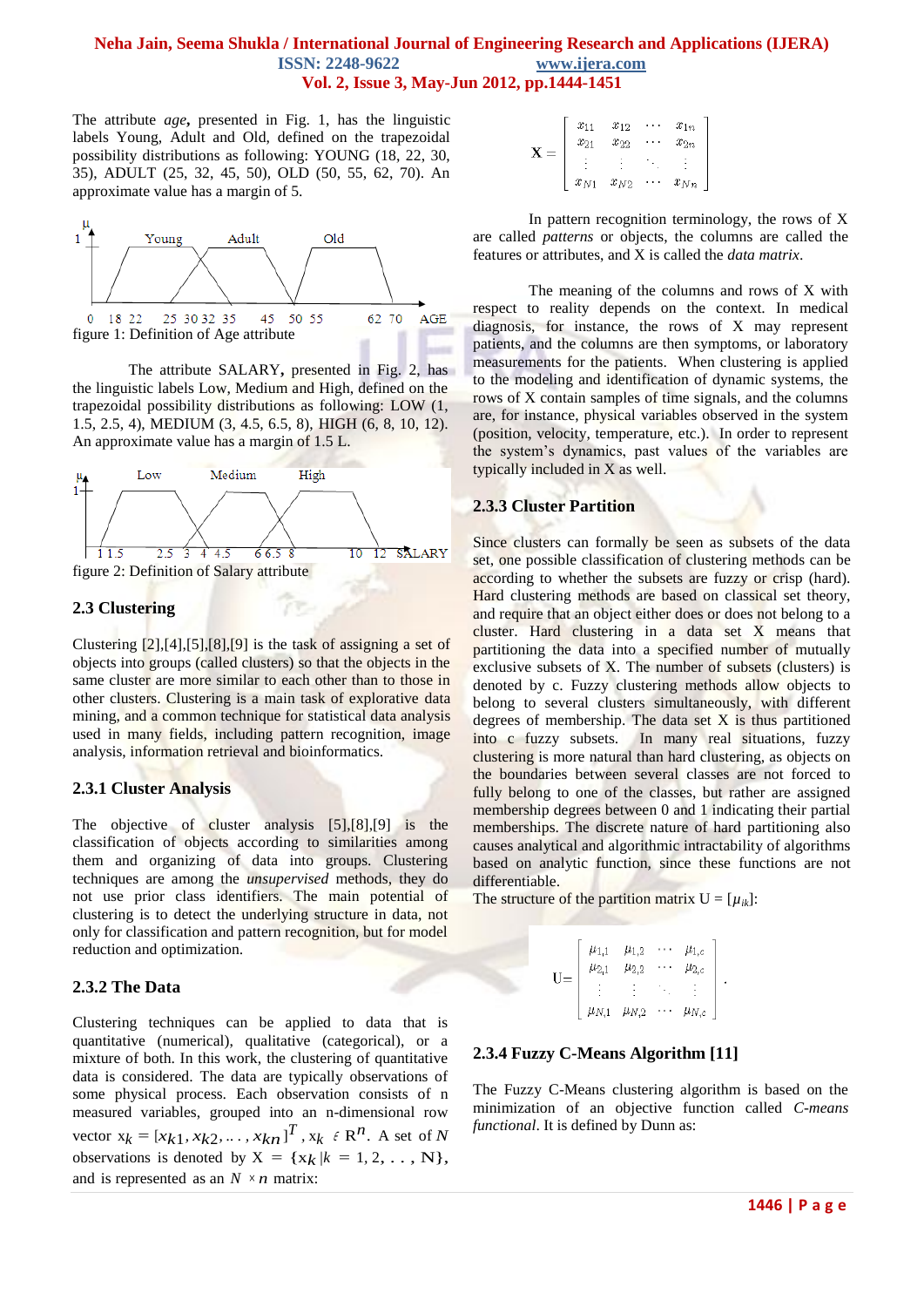The attribute *age***,** presented in Fig. 1, has the linguistic labels Young, Adult and Old, defined on the trapezoidal possibility distributions as following: YOUNG (18, 22, 30, 35), ADULT (25, 32, 45, 50), OLD (50, 55, 62, 70). An approximate value has a margin of 5.

figure 1: Definition of Age attribute

The attribute SALARY**,** presented in Fig. 2, has the linguistic labels Low, Medium and High, defined on the trapezoidal possibility distributions as following: LOW (1, 1.5, 2.5, 4), MEDIUM (3, 4.5, 6.5, 8), HIGH (6, 8, 10, 12). An approximate value has a margin of 1.5 L.

figure 2: Definition of Salary attribute

## 2.3 Clustering

Clustering [2],[4],[5],[8],[9] is the task of assigning a set of objects into groups (called clusters) so that the objects in the same cluster are more similar to each other than to those in other clusters. Clustering is a main task of explorative data mining, and a common technique for statistical data analysis used in many fields, including pattern recognition, image analysis, information retrieval and bioinformatics.

### 2.3.1 Cluster Analysis

The objective of cluster analysis [5],[8],[9] is the classification of objects according to similarities among them and organizing of data into groups. Clustering techniques are among the *unsupervised* methods, they do not use prior class identifiers. The main potential of clustering is to detect the underlying structure in data, not only for classification and pattern recognition, but for model reduction and optimization.

### 2.3.2 The Data

Clustering techniques can be applied to data that is quantitative (numerical), qualitative (categorical), or a mixture of both. In this work, the clustering of quantitative data is considered. The data are typically observations of some physical process. Each observation consists of n measured variables, grouped into an n-dimensional row vector $x_k = [x_{k1}, x_{k2}, \ldots, x_{kn}]^T$, $x_k \in R^n$. A set of $N$ observations is denoted by $X = \{x_k | k = 1, 2, \ldots, N\}$, and is represented as an $N \times n$ matrix:

$$\mathbf{X} = \begin{bmatrix} x_{11} & x_{12} & \cdots & x_{1n} \\ x_{21} & x_{22} & \cdots & x_{2n} \\ \vdots & \vdots & \ddots & \vdots \\ x_{N1} & x_{N2} & \cdots & x_{Nn} \end{bmatrix}$$

In pattern recognition terminology, the rows of X are called *patterns* or objects, the columns are called the features or attributes, and X is called the *data matrix*.

The meaning of the columns and rows of X with respect to reality depends on the context. In medical diagnosis, for instance, the rows of X may represent patients, and the columns are then symptoms, or laboratory measurements for the patients. When clustering is applied to the modeling and identification of dynamic systems, the rows of X contain samples of time signals, and the columns are, for instance, physical variables observed in the system (position, velocity, temperature, etc.). In order to represent the system's dynamics, past values of the variables are typically included in X as well.

### 2.3.3 Cluster Partition

Since clusters can formally be seen as subsets of the data set, one possible classification of clustering methods can be according to whether the subsets are fuzzy or crisp (hard). Hard clustering methods are based on classical set theory, and require that an object either does or does not belong to a cluster. Hard clustering in a data set X means that partitioning the data into a specified number of mutually exclusive subsets of X. The number of subsets (clusters) is denoted by c. Fuzzy clustering methods allow objects to belong to several clusters simultaneously, with different degrees of membership. The data set X is thus partitioned into c fuzzy subsets. In many real situations, fuzzy clustering is more natural than hard clustering, as objects on the boundaries between several classes are not forced to fully belong to one of the classes, but rather are assigned membership degrees between 0 and 1 indicating their partial memberships. The discrete nature of hard partitioning also causes analytical and algorithmic intractability of algorithms based on analytic function, since these functions are not differentiable.

The structure of the partition matrix $U = [\mu_{ik}]$:

$$U = \begin{bmatrix} \mu_{1,1} & \mu_{1,2} & \cdots & \mu_{1,c} \\ \mu_{2,1} & \mu_{2,2} & \cdots & \mu_{2,c} \\ \vdots & \vdots & \ddots & \vdots \\ \mu_{N,1} & \mu_{N,2} & \cdots & \mu_{N,c} \end{bmatrix}.$$

### 2.3.4 Fuzzy C-Means Algorithm [11]

The Fuzzy C-Means clustering algorithm is based on the minimization of an objective function called *C-means functional*. It is defined by Dunn as: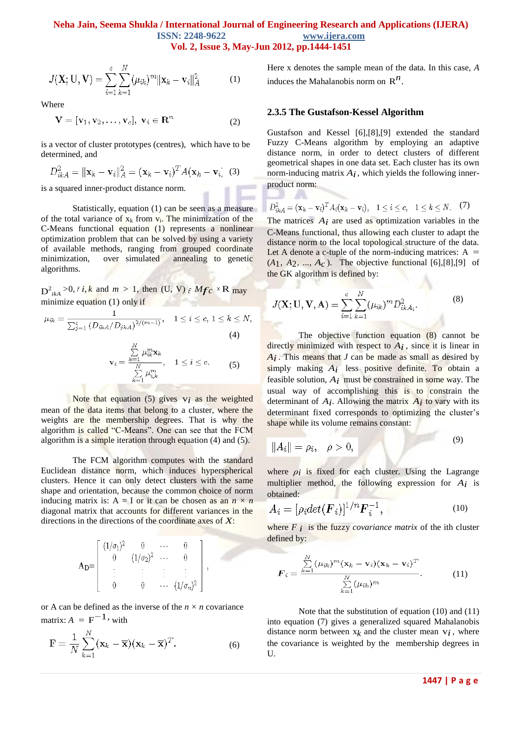$$J(X; U, V) = \sum_{i=1}^{c}\sum_{k=1}^{N}(\mu_{ik})^m \|x_k - v_i\|_A^2 \qquad (1)$$

Where

$$V = [v_1, v_2, \ldots, v_c],\ v_i \in R^n \qquad (2)$$

is a vector of cluster prototypes (centres), which have to be determined, and

$$D_{ikA}^2 = \|x_k - v_i\|_A^2 = (x_k - v_i)^T A(x_k - v_i) \qquad (3)$$

is a squared inner-product distance norm.

Statistically, equation (1) can be seen as a measure of the total variance of $x_k$ from $v_i$. The minimization of the C-Means functional equation (1) represents a nonlinear optimization problem that can be solved by using a variety of available methods, ranging from grouped coordinate minimization, over simulated annealing to genetic algorithms.

$D^2_{ikA} > 0, \forall i, k$ and $m > 1$, then $(U, V) \in M_{fc} \times R$ may minimize equation (1) only if

$$\mu_{ik} = \frac{1}{\sum_{j=1}^{c}(D_{ikA}/D_{jkA})^{2/(m-1)}}, \quad 1 \le i \le c,\ 1 \le k \le N, \qquad (4)$$

$$v_i = \frac{\sum_{k=1}^{N}\mu_{ik}^m x_k}{\sum_{k=1}^{N}\mu_{i,k}^m}, \quad 1 \le i \le c. \qquad (5)$$

Note that equation (5) gives $v_i$ as the weighted mean of the data items that belong to a cluster, where the weights are the membership degrees. That is why the algorithm is called "C-Means". One can see that the FCM algorithm is a simple iteration through equation (4) and (5).

The FCM algorithm computes with the standard Euclidean distance norm, which induces hyperspherical clusters. Hence it can only detect clusters with the same shape and orientation, because the common choice of norm inducing matrix is: A = I or it can be chosen as an $n \times n$ diagonal matrix that accounts for different variances in the directions in the directions of the coordinate axes of $X$:

$$A_D = \begin{bmatrix} (1/\sigma_1)^2 & 0 & \cdots & 0 \\ 0 & (1/\sigma_2)^2 & \cdots & 0 \\ \vdots & \vdots & \vdots & \vdots \\ 0 & 0 & \cdots & (1/\sigma_n)^2 \end{bmatrix},$$

or A can be defined as the inverse of the $n \times n$ covariance matrix: $A = F^{-1}$, with

$$F = \frac{1}{N}\sum_{k=1}^{N}(x_k - \bar{x})(x_k - \bar{x})^T. \qquad (6)$$

Here x denotes the sample mean of the data. In this case, $A$ induces the Mahalanobis norm on $R^n$.

### 2.3.5 The Gustafson-Kessel Algorithm

Gustafson and Kessel [6],[8],[9] extended the standard Fuzzy C-Means algorithm by employing an adaptive distance norm, in order to detect clusters of different geometrical shapes in one data set. Each cluster has its own norm-inducing matrix $A_i$, which yields the following inner-product norm:

$$D_{ikA}^2 = (x_k - v_i)^T A_i (x_k - v_i), \quad 1 \le i \le c, \quad 1 \le k \le N. \qquad (7)$$

The matrices $A_i$ are used as optimization variables in the C-Means functional, thus allowing each cluster to adapt the distance norm to the local topological structure of the data. Let A denote a c-tuple of the norm-inducing matrices: $A = (A_1, A_2, \ldots, A_c)$. The objective functional [6],[8],[9] of the GK algorithm is defined by:

$$J(X; U, V, A) = \sum_{i=1}^{c}\sum_{k=1}^{N}(\mu_{ik})^m D_{ikA_i}^2. \qquad (8)$$

The objective function equation (8) cannot be directly minimized with respect to $A_i$, since it is linear in $A_i$. This means that $J$ can be made as small as desired by simply making $A_i$ less positive definite. To obtain a feasible solution, $A_i$ must be constrained in some way. The usual way of accomplishing this is to constrain the determinant of $A_i$. Allowing the matrix $A_i$ to vary with its determinant fixed corresponds to optimizing the cluster's shape while its volume remains constant:

$$\|A_i\| = \rho_i, \quad \rho > 0, \qquad (9)$$

where $\rho_i$ is fixed for each cluster. Using the Lagrange multiplier method, the following expression for $A_i$ is obtained:

$$A_i = [\rho_i \det(F_i)]^{1/n} F_i^{-1}, \qquad (10)$$

where $F_i$ is the fuzzy *covariance matrix* of the ith cluster defined by:

$$F_i = \frac{\sum_{k=1}^{N}(\mu_{ik})^m (x_k - v_i)(x_k - v_i)^T}{\sum_{k=1}^{N}(\mu_{ik})^m}. \qquad (11)$$

Note that the substitution of equation (10) and (11) into equation (7) gives a generalized squared Mahalanobis distance norm between $x_k$ and the cluster mean $v_i$, where the covariance is weighted by the membership degrees in U.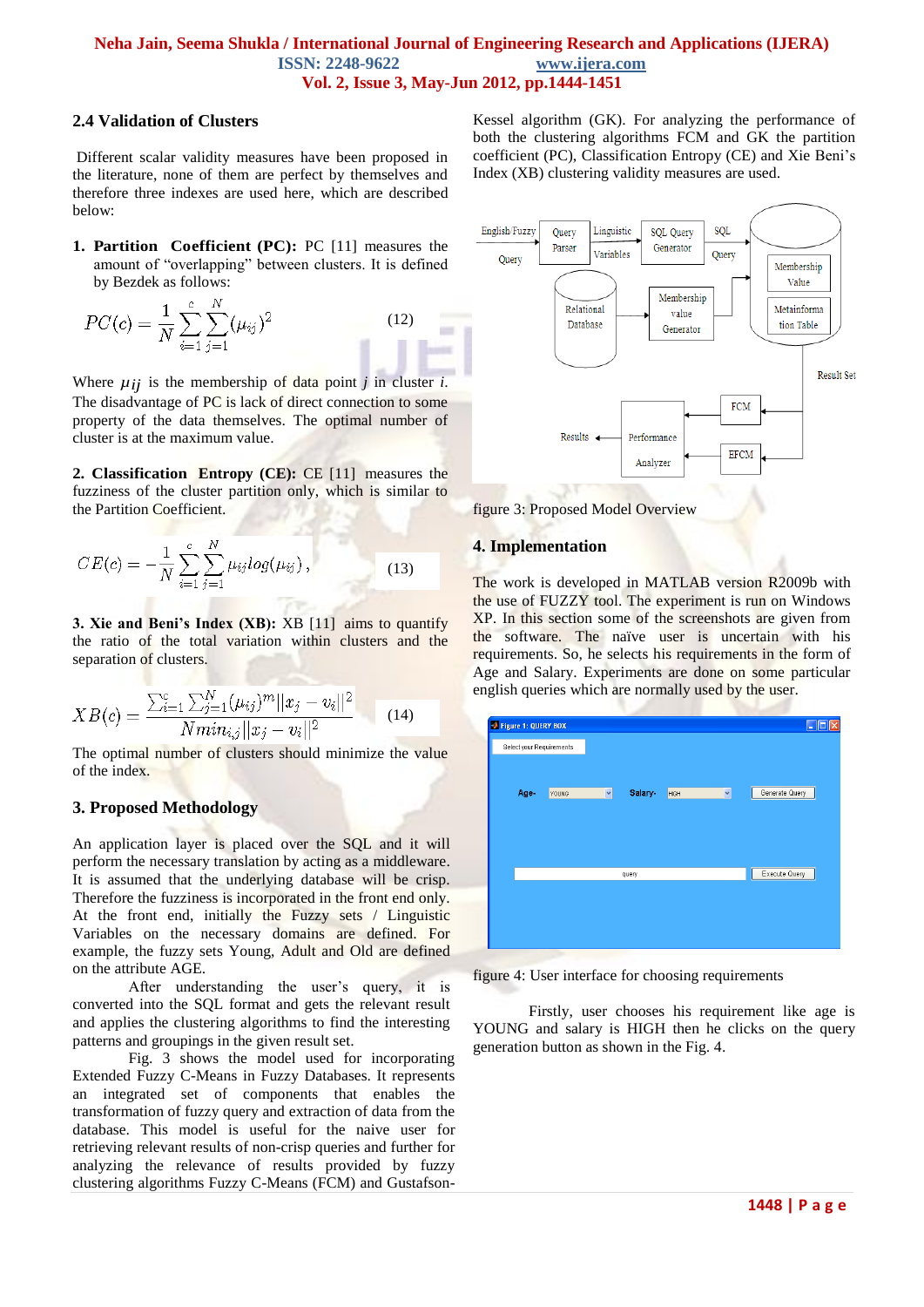### 2.4 Validation of Clusters

Different scalar validity measures have been proposed in the literature, none of them are perfect by themselves and therefore three indexes are used here, which are described below:

1. **Partition Coefficient (PC):** PC [11] measures the amount of "overlapping" between clusters. It is defined by Bezdek as follows:

$$PC(c) = \frac{1}{N}\sum_{i=1}^{c}\sum_{j=1}^{N}(\mu_{ij})^2 \tag{12}$$

Where $\mu_{ij}$ is the membership of data point *j* in cluster *i*. The disadvantage of PC is lack of direct connection to some property of the data themselves. The optimal number of cluster is at the maximum value.

**2. Classification Entropy (CE):** CE [11] measures the fuzziness of the cluster partition only, which is similar to the Partition Coefficient.

$$CE(c) = -\frac{1}{N}\sum_{i=1}^{c}\sum_{j=1}^{N}\mu_{ij}log(\mu_{ij}), \tag{13}$$

**3. Xie and Beni's Index (XB):** XB [11] aims to quantify the ratio of the total variation within clusters and the separation of clusters.

$$XB(c) = \frac{\sum_{i=1}^{c}\sum_{j=1}^{N}(\mu_{ij})^m\|x_j - v_i\|^2}{N min_{i,j}\|x_j - v_i\|^2} \tag{14}$$

The optimal number of clusters should minimize the value of the index.

## 3. Proposed Methodology

An application layer is placed over the SQL and it will perform the necessary translation by acting as a middleware. It is assumed that the underlying database will be crisp. Therefore the fuzziness is incorporated in the front end only. At the front end, initially the Fuzzy sets / Linguistic Variables on the necessary domains are defined. For example, the fuzzy sets Young, Adult and Old are defined on the attribute AGE.

After understanding the user's query, it is converted into the SQL format and gets the relevant result and applies the clustering algorithms to find the interesting patterns and groupings in the given result set.

Fig. 3 shows the model used for incorporating Extended Fuzzy C-Means in Fuzzy Databases. It represents an integrated set of components that enables the transformation of fuzzy query and extraction of data from the database. This model is useful for the naive user for retrieving relevant results of non-crisp queries and further for analyzing the relevance of results provided by fuzzy clustering algorithms Fuzzy C-Means (FCM) and Gustafson-Kessel algorithm (GK). For analyzing the performance of both the clustering algorithms FCM and GK the partition coefficient (PC), Classification Entropy (CE) and Xie Beni's Index (XB) clustering validity measures are used.

figure 3: Proposed Model Overview

## 4. Implementation

The work is developed in MATLAB version R2009b with the use of FUZZY tool. The experiment is run on Windows XP. In this section some of the screenshots are given from the software. The naïve user is uncertain with his requirements. So, he selects his requirements in the form of Age and Salary. Experiments are done on some particular english queries which are normally used by the user.

figure 4: User interface for choosing requirements

Firstly, user chooses his requirement like age is YOUNG and salary is HIGH then he clicks on the query generation button as shown in the Fig. 4.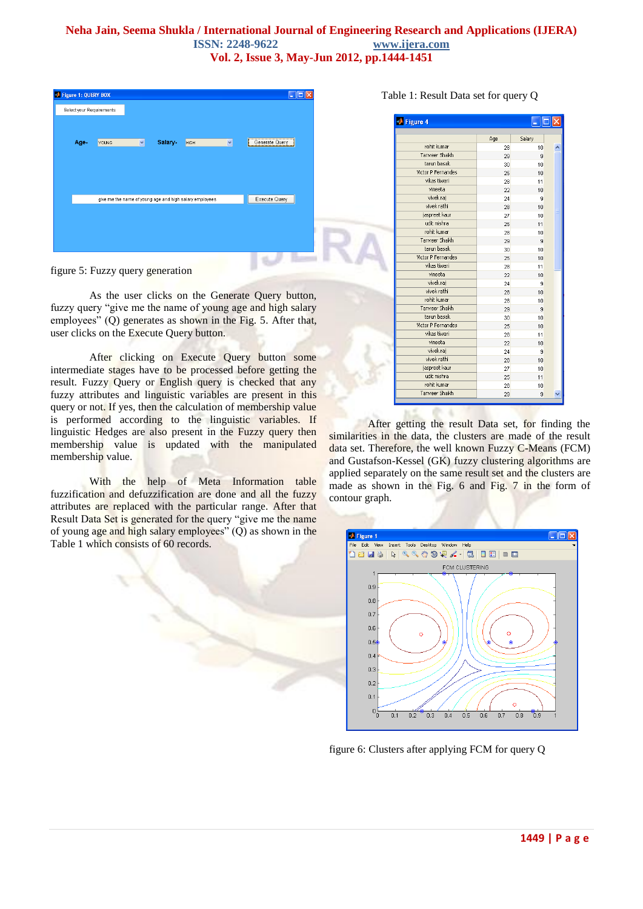figure 5: Fuzzy query generation

As the user clicks on the Generate Query button, fuzzy query "give me the name of young age and high salary employees" (Q) generates as shown in the Fig. 5. After that, user clicks on the Execute Query button.

After clicking on Execute Query button some intermediate stages have to be processed before getting the result. Fuzzy Query or English query is checked that any fuzzy attributes and linguistic variables are present in this query or not. If yes, then the calculation of membership value is performed according to the linguistic variables. If linguistic Hedges are also present in the Fuzzy query then membership value is updated with the manipulated membership value.

With the help of Meta Information table fuzzification and defuzzification are done and all the fuzzy attributes are replaced with the particular range. After that Result Data Set is generated for the query "give me the name of young age and high salary employees" (Q) as shown in the Table 1 which consists of 60 records.

Table 1: Result Data set for query Q

| | Age | Salary |
|---|---|---|
| rohit kumar | 28 | 10 |
| Tanveer Shaikh | 29 | 9 |
| tarun basak | 30 | 10 |
| Victor P Fernandes | 25 | 10 |
| vikas tiwari | 28 | 11 |
| vineeta | 22 | 10 |
| vivek raj | 24 | 9 |
| vivek rathi | 28 | 10 |
| jaspreet kaur | 27 | 10 |
| udit mishra | 25 | 11 |
| rohit kumar | 28 | 10 |
| Tanveer Shaikh | 29 | 9 |
| tarun basak | 30 | 10 |
| Victor P Fernandes | 25 | 10 |
| vikas tiwari | 28 | 11 |
| vineeta | 22 | 10 |
| vivek raj | 24 | 9 |
| vivek rathi | 28 | 10 |
| rohit kumar | 28 | 10 |
| Tanveer Shaikh | 29 | 9 |
| tarun basak | 30 | 10 |
| Victor P Fernandes | 25 | 10 |
| vikas tiwari | 28 | 11 |
| vineeta | 22 | 10 |
| vivek raj | 24 | 9 |
| vivek rathi | 28 | 10 |
| jaspreet kaur | 27 | 10 |
| udit mishra | 25 | 11 |
| rohit kumar | 28 | 10 |
| Tanveer Shaikh | 29 | 9 |

After getting the result Data set, for finding the similarities in the data, the clusters are made of the result data set. Therefore, the well known Fuzzy C-Means (FCM) and Gustafson-Kessel (GK) fuzzy clustering algorithms are applied separately on the same result set and the clusters are made as shown in the Fig. 6 and Fig. 7 in the form of contour graph.

figure 6: Clusters after applying FCM for query Q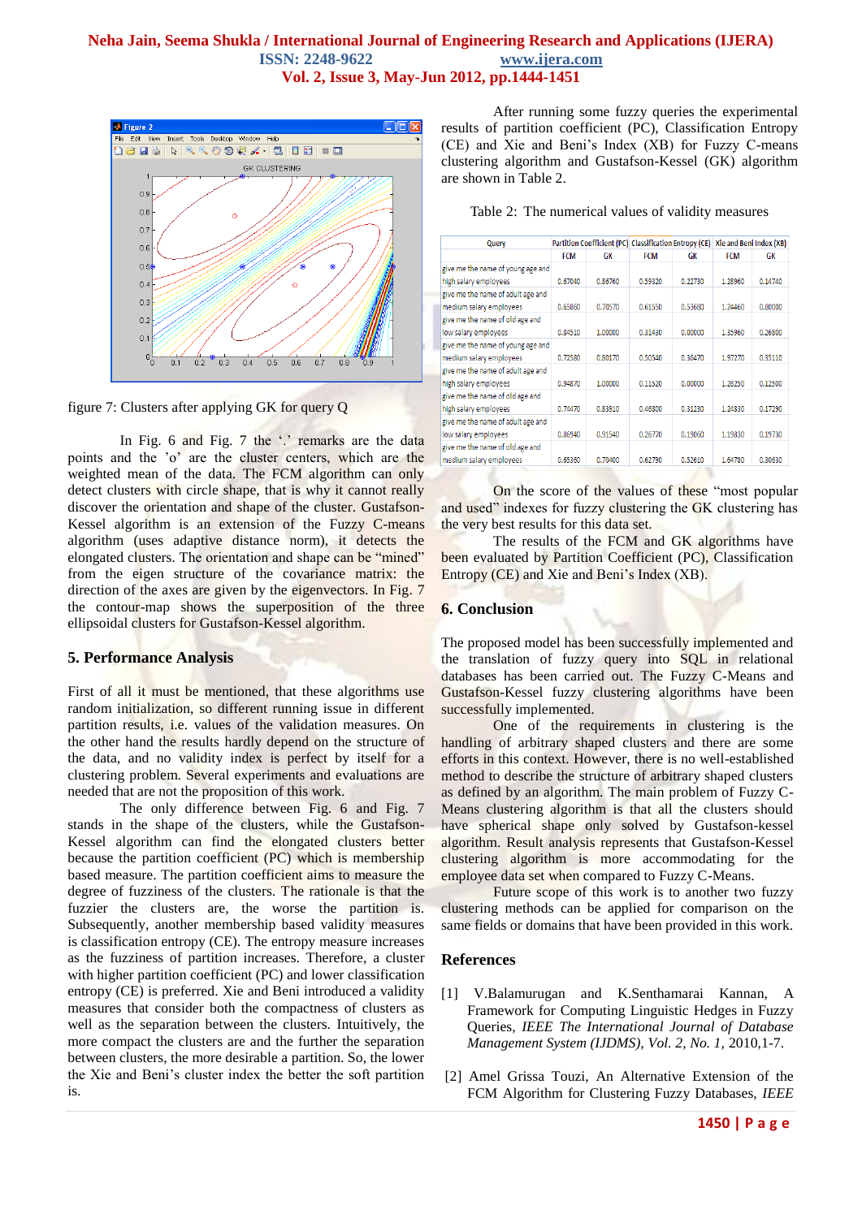figure 7: Clusters after applying GK for query Q

In Fig. 6 and Fig. 7 the '.' remarks are the data points and the 'o' are the cluster centers, which are the weighted mean of the data. The FCM algorithm can only detect clusters with circle shape, that is why it cannot really discover the orientation and shape of the cluster. Gustafson-Kessel algorithm is an extension of the Fuzzy C-means algorithm (uses adaptive distance norm), it detects the elongated clusters. The orientation and shape can be "mined" from the eigen structure of the covariance matrix: the direction of the axes are given by the eigenvectors. In Fig. 7 the contour-map shows the superposition of the three ellipsoidal clusters for Gustafson-Kessel algorithm.

## 5. Performance Analysis

First of all it must be mentioned, that these algorithms use random initialization, so different running issue in different partition results, i.e. values of the validation measures. On the other hand the results hardly depend on the structure of the data, and no validity index is perfect by itself for a clustering problem. Several experiments and evaluations are needed that are not the proposition of this work.

The only difference between Fig. 6 and Fig. 7 stands in the shape of the clusters, while the Gustafson-Kessel algorithm can find the elongated clusters better because the partition coefficient (PC) which is membership based measure. The partition coefficient aims to measure the degree of fuzziness of the clusters. The rationale is that the fuzzier the clusters are, the worse the partition is. Subsequently, another membership based validity measures is classification entropy (CE). The entropy measure increases as the fuzziness of partition increases. Therefore, a cluster with higher partition coefficient (PC) and lower classification entropy (CE) is preferred. Xie and Beni introduced a validity measures that consider both the compactness of clusters as well as the separation between the clusters. Intuitively, the more compact the clusters are and the further the separation between clusters, the more desirable a partition. So, the lower the Xie and Beni's cluster index the better the soft partition is.

After running some fuzzy queries the experimental results of partition coefficient (PC), Classification Entropy (CE) and Xie and Beni's Index (XB) for Fuzzy C-means clustering algorithm and Gustafson-Kessel (GK) algorithm are shown in Table 2.

Table 2: The numerical values of validity measures

| Query | Partition Coefficient (PC) | | Classification Entropy (CE) | | Xie and Beni Index (XB) | |
|---|---|---|---|---|---|---|
| | FCM | GK | FCM | GK | FCM | GK |
| give me the name of young age and high salary employees | 0.67040 | 0.86760 | 0.59320 | 0.22730 | 1.28960 | 0.14740 |
| give me the name of adult age and medium salary employees | 0.65860 | 0.70570 | 0.61550 | 0.53680 | 1.24460 | 0.80000 |
| give me the name of old age and low salary employees | 0.84510 | 1.00000 | 0.31430 | 0.00000 | 1.35960 | 0.26800 |
| give me the name of young age and medium salary employees | 0.72580 | 0.80170 | 0.50540 | 0.36470 | 1.97270 | 0.35110 |
| give me the name of adult age and high salary employees | 0.94870 | 1.00000 | 0.11520 | 0.00000 | 1.28250 | 0.12500 |
| give me the name of old age and high salary employees | 0.74470 | 0.83910 | 0.46800 | 0.31230 | 1.24830 | 0.17290 |
| give me the name of adult age and low salary employees | 0.86940 | 0.91540 | 0.26770 | 0.19060 | 1.19830 | 0.19730 |
| give me the name of old age and medium salary employees | 0.65360 | 0.70400 | 0.62790 | 0.52610 | 1.64780 | 0.30630 |

On the score of the values of these "most popular and used" indexes for fuzzy clustering the GK clustering has the very best results for this data set.

The results of the FCM and GK algorithms have been evaluated by Partition Coefficient (PC), Classification Entropy (CE) and Xie and Beni's Index (XB).

## 6. Conclusion

The proposed model has been successfully implemented and the translation of fuzzy query into SQL in relational databases has been carried out. The Fuzzy C-Means and Gustafson-Kessel fuzzy clustering algorithms have been successfully implemented.

One of the requirements in clustering is the handling of arbitrary shaped clusters and there are some efforts in this context. However, there is no well-established method to describe the structure of arbitrary shaped clusters as defined by an algorithm. The main problem of Fuzzy C-Means clustering algorithm is that all the clusters should have spherical shape only solved by Gustafson-kessel algorithm. Result analysis represents that Gustafson-Kessel clustering algorithm is more accommodating for the employee data set when compared to Fuzzy C-Means.

Future scope of this work is to another two fuzzy clustering methods can be applied for comparison on the same fields or domains that have been provided in this work.

## References

[1] V.Balamurugan and K.Senthamarai Kannan, A Framework for Computing Linguistic Hedges in Fuzzy Queries, *IEEE The International Journal of Database Management System (IJDMS), Vol. 2, No. 1,* 2010,1-7.

[2] Amel Grissa Touzi, An Alternative Extension of the FCM Algorithm for Clustering Fuzzy Databases, *IEEE*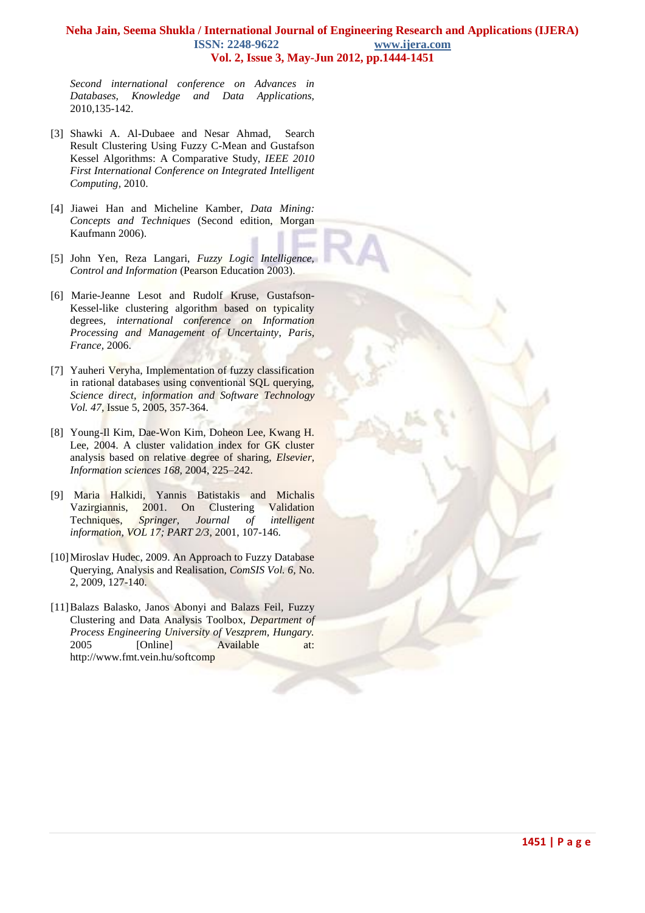*Second international conference on Advances in Databases, Knowledge and Data Applications,* 2010,135-142.

[3] Shawki A. Al-Dubaee and Nesar Ahmad, Search Result Clustering Using Fuzzy C-Mean and Gustafson Kessel Algorithms: A Comparative Study, *IEEE 2010 First International Conference on Integrated Intelligent Computing,* 2010.

[4] Jiawei Han and Micheline Kamber, *Data Mining: Concepts and Techniques* (Second edition, Morgan Kaufmann 2006).

[5] John Yen, Reza Langari, *Fuzzy Logic Intelligence, Control and Information* (Pearson Education 2003).

[6] Marie-Jeanne Lesot and Rudolf Kruse, Gustafson-Kessel-like clustering algorithm based on typicality degrees, *international conference on Information Processing and Management of Uncertainty, Paris, France,* 2006.

[7] Yauheri Veryha, Implementation of fuzzy classification in rational databases using conventional SQL querying, *Science direct, information and Software Technology Vol. 47,* Issue 5, 2005, 357-364.

[8] Young-Il Kim, Dae-Won Kim, Doheon Lee, Kwang H. Lee, 2004. A cluster validation index for GK cluster analysis based on relative degree of sharing, *Elsevier, Information sciences 168,* 2004, 225–242.

[9] Maria Halkidi, Yannis Batistakis and Michalis Vazirgiannis, 2001. On Clustering Validation Techniques, *Springer, Journal of intelligent information, VOL 17; PART 2/3,* 2001, 107-146.

[10] Miroslav Hudec, 2009. An Approach to Fuzzy Database Querying, Analysis and Realisation, *ComSIS Vol. 6,* No. 2, 2009, 127-140.

[11] Balazs Balasko, Janos Abonyi and Balazs Feil, Fuzzy Clustering and Data Analysis Toolbox, *Department of Process Engineering University of Veszprem, Hungary.* 2005 [Online] Available at: http://www.fmt.vein.hu/softcomp